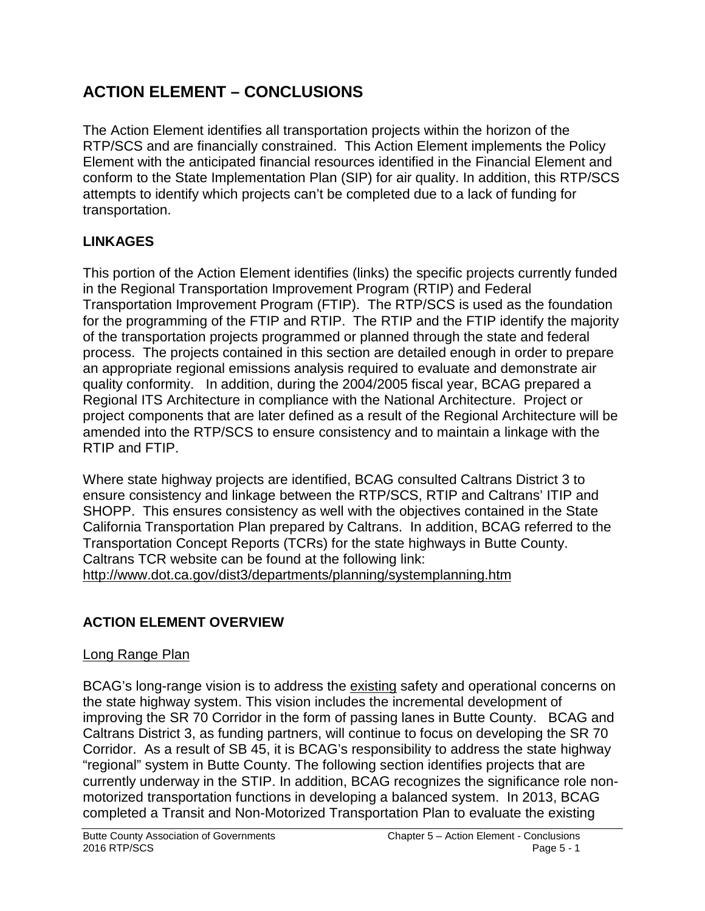# ACTION ELEMENT – CONCLUSIONS

The Action Element identifies all transportation projects within the horizon of the RTP/SCS and are financially constrained. This Action Element implements the Policy Element with the anticipated financial resources identified in the Financial Element and conform to the State Implementation Plan (SIP) for air quality. In addition, this RTP/SCS attempts to identify which projects can't be completed due to a lack of funding for transportation.

## LINKAGES

This portion of the Action Element identifies (links) the specific projects currently funded in the Regional Transportation Improvement Program (RTIP) and Federal Transportation Improvement Program (FTIP). The RTP/SCS is used as the foundation for the programming of the FTIP and RTIP. The RTIP and the FTIP identify the majority of the transportation projects programmed or planned through the state and federal process. The projects contained in this section are detailed enough in order to prepare an appropriate regional emissions analysis required to evaluate and demonstrate air quality conformity. In addition, during the 2004/2005 fiscal year, BCAG prepared a Regional ITS Architecture in compliance with the National Architecture. Project or project components that are later defined as a result of the Regional Architecture will be amended into the RTP/SCS to ensure consistency and to maintain a linkage with the RTIP and FTIP.

Where state highway projects are identified, BCAG consulted Caltrans District 3 to ensure consistency and linkage between the RTP/SCS, RTIP and Caltrans' ITIP and SHOPP. This ensures consistency as well with the objectives contained in the State California Transportation Plan prepared by Caltrans. In addition, BCAG referred to the Transportation Concept Reports (TCRs) for the state highways in Butte County. Caltrans TCR website can be found at the following link:
http://www.dot.ca.gov/dist3/departments/planning/systemplanning.htm

## ACTION ELEMENT OVERVIEW

### Long Range Plan

BCAG's long-range vision is to address the existing safety and operational concerns on the state highway system. This vision includes the incremental development of improving the SR 70 Corridor in the form of passing lanes in Butte County. BCAG and Caltrans District 3, as funding partners, will continue to focus on developing the SR 70 Corridor. As a result of SB 45, it is BCAG's responsibility to address the state highway "regional" system in Butte County. The following section identifies projects that are currently underway in the STIP. In addition, BCAG recognizes the significance role non-motorized transportation functions in developing a balanced system. In 2013, BCAG completed a Transit and Non-Motorized Transportation Plan to evaluate the existing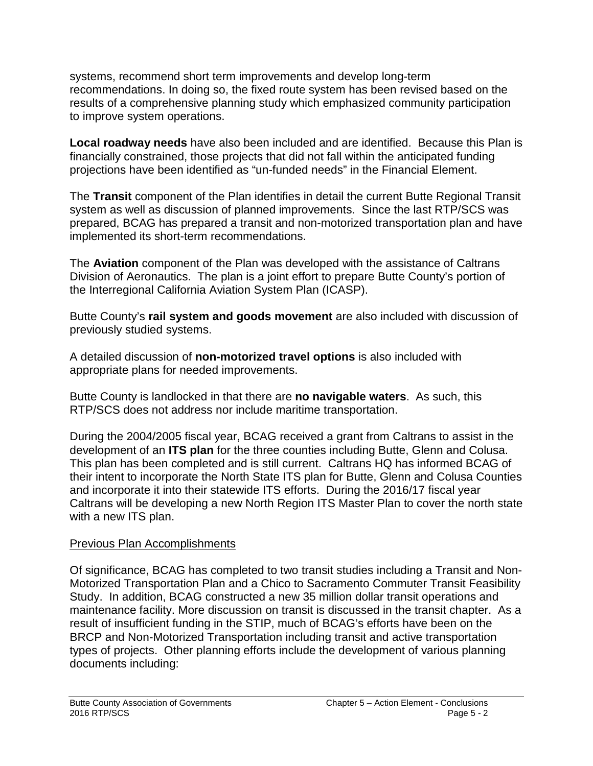systems, recommend short term improvements and develop long-term recommendations. In doing so, the fixed route system has been revised based on the results of a comprehensive planning study which emphasized community participation to improve system operations.

**Local roadway needs** have also been included and are identified. Because this Plan is financially constrained, those projects that did not fall within the anticipated funding projections have been identified as "un-funded needs" in the Financial Element.

The **Transit** component of the Plan identifies in detail the current Butte Regional Transit system as well as discussion of planned improvements. Since the last RTP/SCS was prepared, BCAG has prepared a transit and non-motorized transportation plan and have implemented its short-term recommendations.

The **Aviation** component of the Plan was developed with the assistance of Caltrans Division of Aeronautics. The plan is a joint effort to prepare Butte County's portion of the Interregional California Aviation System Plan (ICASP).

Butte County's **rail system and goods movement** are also included with discussion of previously studied systems.

A detailed discussion of **non-motorized travel options** is also included with appropriate plans for needed improvements.

Butte County is landlocked in that there are **no navigable waters**. As such, this RTP/SCS does not address nor include maritime transportation.

During the 2004/2005 fiscal year, BCAG received a grant from Caltrans to assist in the development of an **ITS plan** for the three counties including Butte, Glenn and Colusa. This plan has been completed and is still current. Caltrans HQ has informed BCAG of their intent to incorporate the North State ITS plan for Butte, Glenn and Colusa Counties and incorporate it into their statewide ITS efforts. During the 2016/17 fiscal year Caltrans will be developing a new North Region ITS Master Plan to cover the north state with a new ITS plan.

<u>Previous Plan Accomplishments</u>

Of significance, BCAG has completed to two transit studies including a Transit and Non-Motorized Transportation Plan and a Chico to Sacramento Commuter Transit Feasibility Study. In addition, BCAG constructed a new 35 million dollar transit operations and maintenance facility. More discussion on transit is discussed in the transit chapter. As a result of insufficient funding in the STIP, much of BCAG's efforts have been on the BRCP and Non-Motorized Transportation including transit and active transportation types of projects. Other planning efforts include the development of various planning documents including: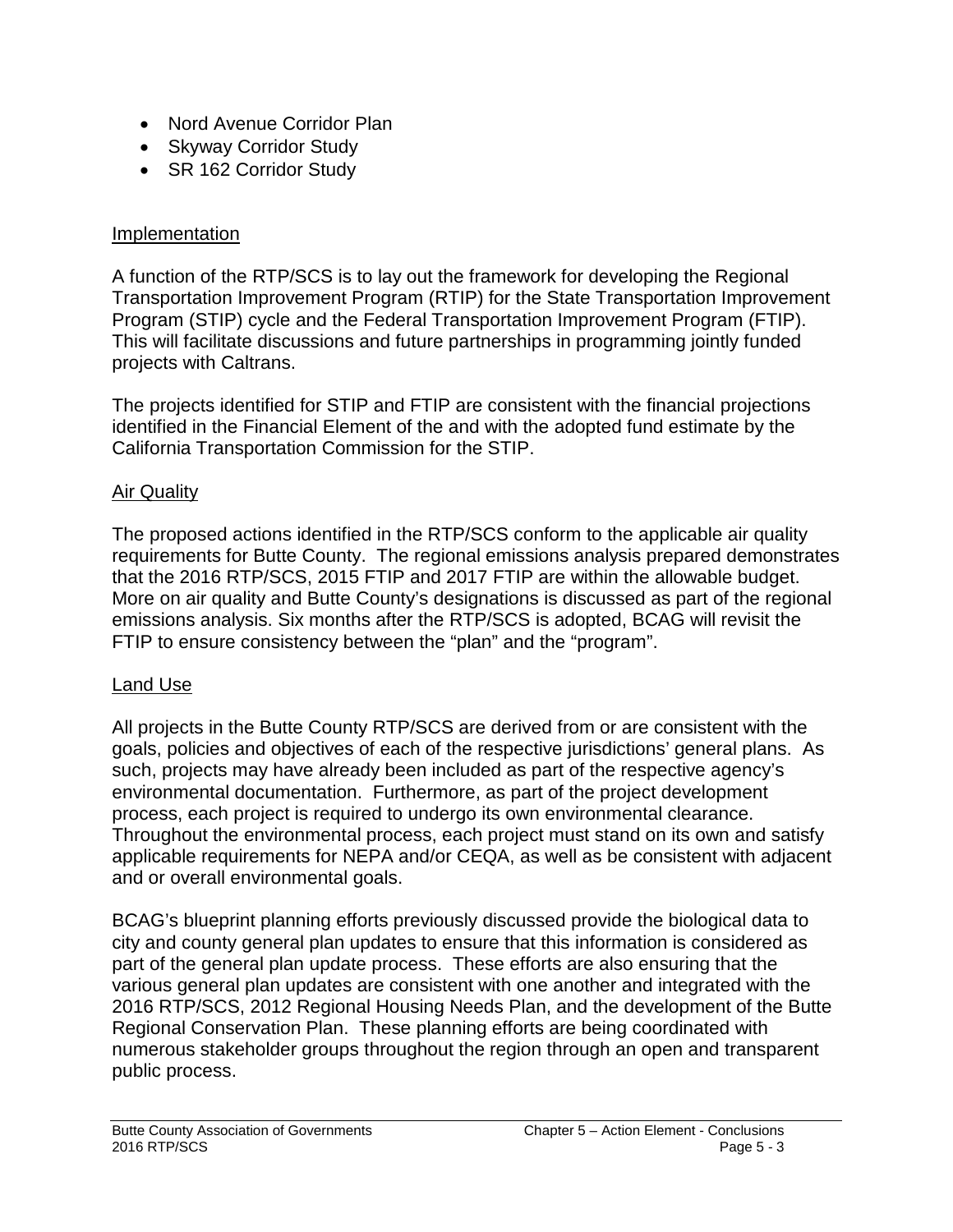- Nord Avenue Corridor Plan
- Skyway Corridor Study
- SR 162 Corridor Study

## Implementation

A function of the RTP/SCS is to lay out the framework for developing the Regional Transportation Improvement Program (RTIP) for the State Transportation Improvement Program (STIP) cycle and the Federal Transportation Improvement Program (FTIP). This will facilitate discussions and future partnerships in programming jointly funded projects with Caltrans.

The projects identified for STIP and FTIP are consistent with the financial projections identified in the Financial Element of the and with the adopted fund estimate by the California Transportation Commission for the STIP.

## Air Quality

The proposed actions identified in the RTP/SCS conform to the applicable air quality requirements for Butte County. The regional emissions analysis prepared demonstrates that the 2016 RTP/SCS, 2015 FTIP and 2017 FTIP are within the allowable budget. More on air quality and Butte County's designations is discussed as part of the regional emissions analysis. Six months after the RTP/SCS is adopted, BCAG will revisit the FTIP to ensure consistency between the "plan" and the "program".

## Land Use

All projects in the Butte County RTP/SCS are derived from or are consistent with the goals, policies and objectives of each of the respective jurisdictions' general plans. As such, projects may have already been included as part of the respective agency's environmental documentation. Furthermore, as part of the project development process, each project is required to undergo its own environmental clearance. Throughout the environmental process, each project must stand on its own and satisfy applicable requirements for NEPA and/or CEQA, as well as be consistent with adjacent and or overall environmental goals.

BCAG's blueprint planning efforts previously discussed provide the biological data to city and county general plan updates to ensure that this information is considered as part of the general plan update process. These efforts are also ensuring that the various general plan updates are consistent with one another and integrated with the 2016 RTP/SCS, 2012 Regional Housing Needs Plan, and the development of the Butte Regional Conservation Plan. These planning efforts are being coordinated with numerous stakeholder groups throughout the region through an open and transparent public process.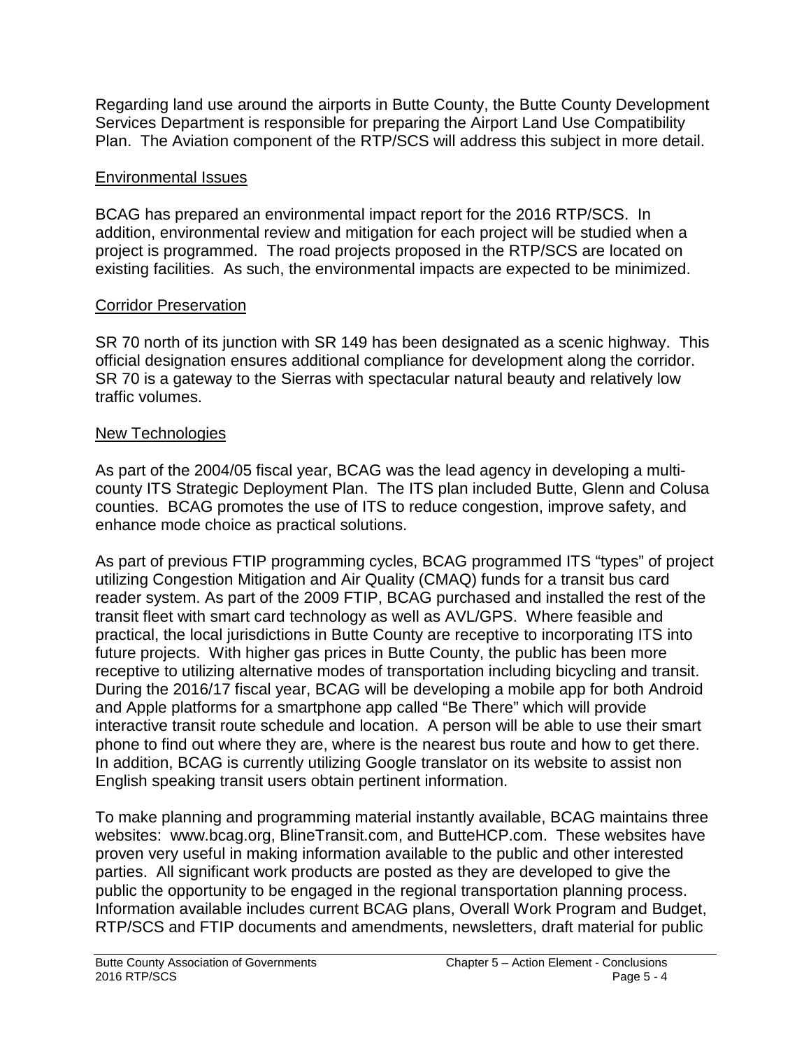Regarding land use around the airports in Butte County, the Butte County Development Services Department is responsible for preparing the Airport Land Use Compatibility Plan. The Aviation component of the RTP/SCS will address this subject in more detail.

## Environmental Issues

BCAG has prepared an environmental impact report for the 2016 RTP/SCS. In addition, environmental review and mitigation for each project will be studied when a project is programmed. The road projects proposed in the RTP/SCS are located on existing facilities. As such, the environmental impacts are expected to be minimized.

## Corridor Preservation

SR 70 north of its junction with SR 149 has been designated as a scenic highway. This official designation ensures additional compliance for development along the corridor. SR 70 is a gateway to the Sierras with spectacular natural beauty and relatively low traffic volumes.

## New Technologies

As part of the 2004/05 fiscal year, BCAG was the lead agency in developing a multi-county ITS Strategic Deployment Plan. The ITS plan included Butte, Glenn and Colusa counties. BCAG promotes the use of ITS to reduce congestion, improve safety, and enhance mode choice as practical solutions.

As part of previous FTIP programming cycles, BCAG programmed ITS "types" of project utilizing Congestion Mitigation and Air Quality (CMAQ) funds for a transit bus card reader system. As part of the 2009 FTIP, BCAG purchased and installed the rest of the transit fleet with smart card technology as well as AVL/GPS. Where feasible and practical, the local jurisdictions in Butte County are receptive to incorporating ITS into future projects. With higher gas prices in Butte County, the public has been more receptive to utilizing alternative modes of transportation including bicycling and transit. During the 2016/17 fiscal year, BCAG will be developing a mobile app for both Android and Apple platforms for a smartphone app called "Be There" which will provide interactive transit route schedule and location. A person will be able to use their smart phone to find out where they are, where is the nearest bus route and how to get there. In addition, BCAG is currently utilizing Google translator on its website to assist non English speaking transit users obtain pertinent information.

To make planning and programming material instantly available, BCAG maintains three websites: www.bcag.org, BlineTransit.com, and ButteHCP.com. These websites have proven very useful in making information available to the public and other interested parties. All significant work products are posted as they are developed to give the public the opportunity to be engaged in the regional transportation planning process. Information available includes current BCAG plans, Overall Work Program and Budget, RTP/SCS and FTIP documents and amendments, newsletters, draft material for public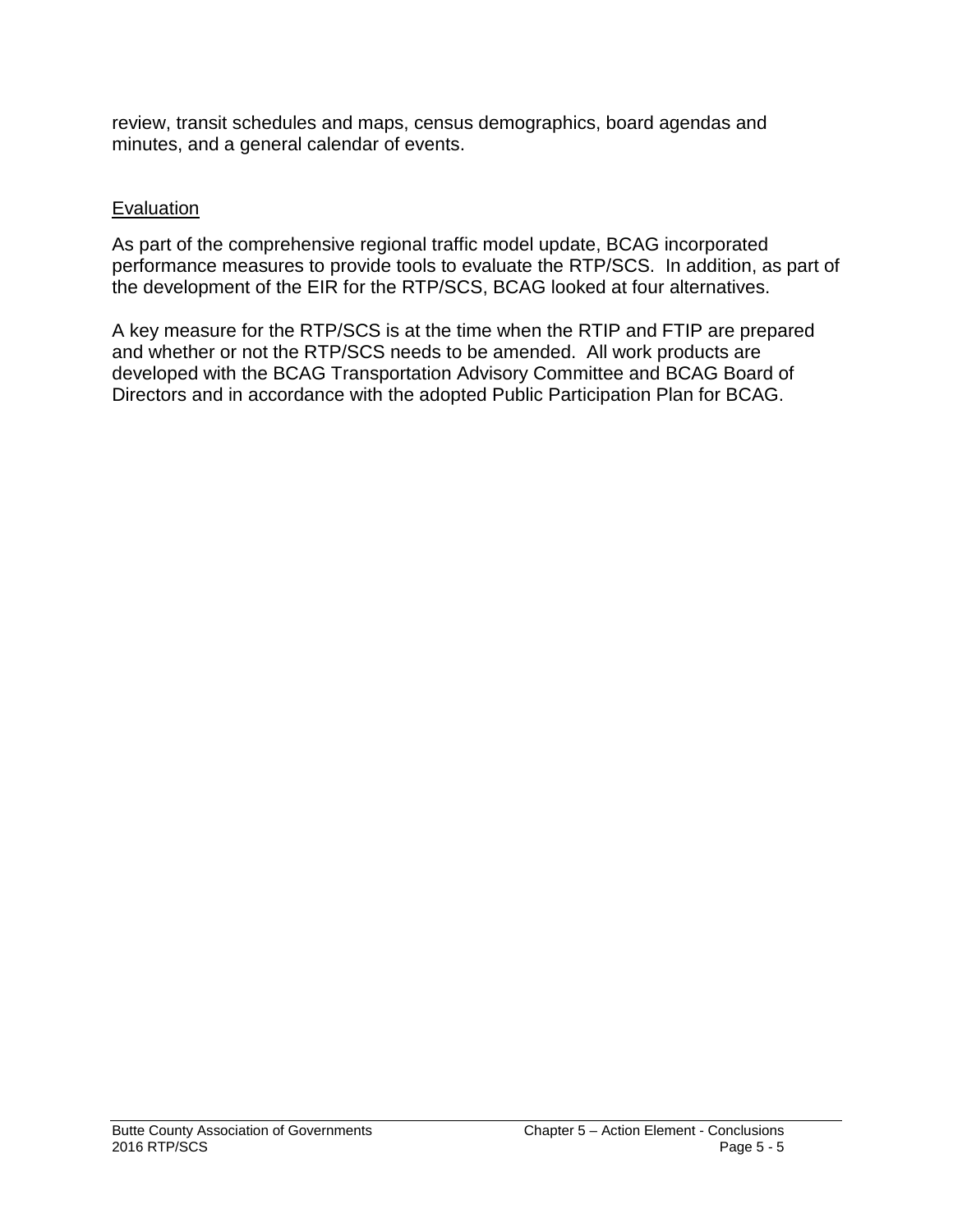review, transit schedules and maps, census demographics, board agendas and minutes, and a general calendar of events.

Evaluation

As part of the comprehensive regional traffic model update, BCAG incorporated performance measures to provide tools to evaluate the RTP/SCS. In addition, as part of the development of the EIR for the RTP/SCS, BCAG looked at four alternatives.

A key measure for the RTP/SCS is at the time when the RTIP and FTIP are prepared and whether or not the RTP/SCS needs to be amended. All work products are developed with the BCAG Transportation Advisory Committee and BCAG Board of Directors and in accordance with the adopted Public Participation Plan for BCAG.